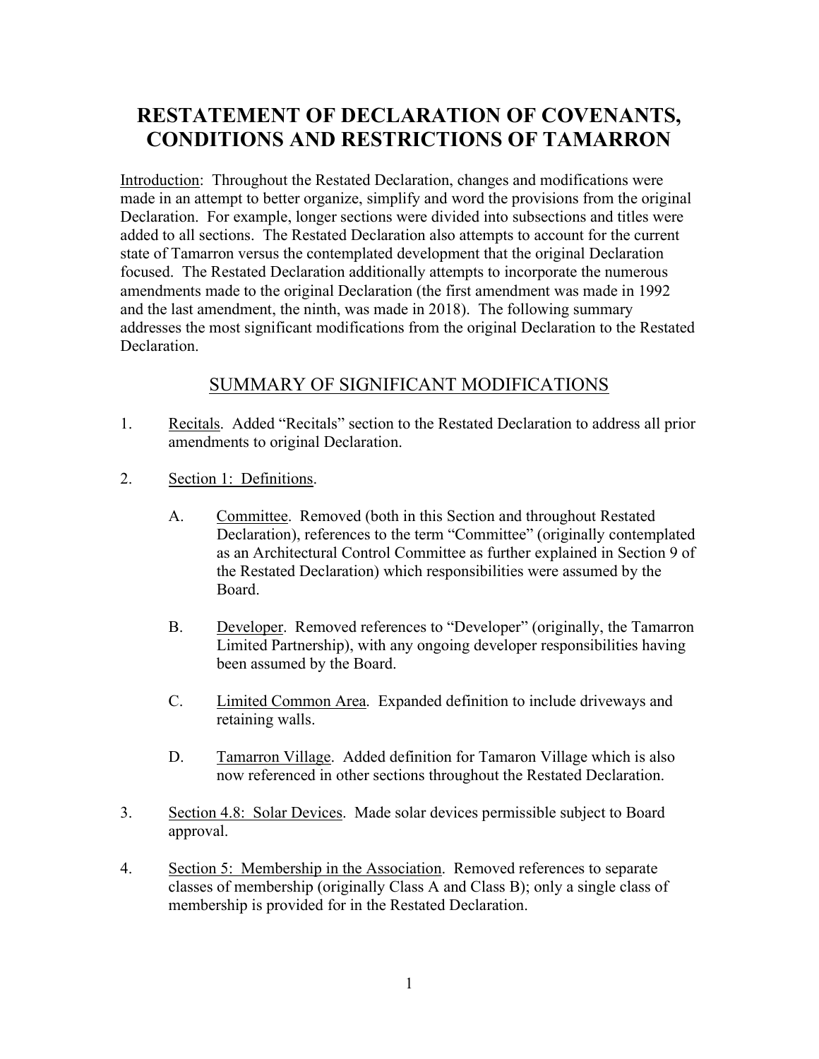# RESTATEMENT OF DECLARATION OF COVENANTS, CONDITIONS AND RESTRICTIONS OF TAMARRON

Introduction: Throughout the Restated Declaration, changes and modifications were made in an attempt to better organize, simplify and word the provisions from the original Declaration. For example, longer sections were divided into subsections and titles were added to all sections. The Restated Declaration also attempts to account for the current state of Tamarron versus the contemplated development that the original Declaration focused. The Restated Declaration additionally attempts to incorporate the numerous amendments made to the original Declaration (the first amendment was made in 1992 and the last amendment, the ninth, was made in 2018). The following summary addresses the most significant modifications from the original Declaration to the Restated Declaration.

## SUMMARY OF SIGNIFICANT MODIFICATIONS

1. Recitals. Added "Recitals" section to the Restated Declaration to address all prior amendments to original Declaration.

2. Section 1: Definitions.

   A. Committee. Removed (both in this Section and throughout Restated Declaration), references to the term "Committee" (originally contemplated as an Architectural Control Committee as further explained in Section 9 of the Restated Declaration) which responsibilities were assumed by the Board.

   B. Developer. Removed references to "Developer" (originally, the Tamarron Limited Partnership), with any ongoing developer responsibilities having been assumed by the Board.

   C. Limited Common Area. Expanded definition to include driveways and retaining walls.

   D. Tamarron Village. Added definition for Tamaron Village which is also now referenced in other sections throughout the Restated Declaration.

3. Section 4.8: Solar Devices. Made solar devices permissible subject to Board approval.

4. Section 5: Membership in the Association. Removed references to separate classes of membership (originally Class A and Class B); only a single class of membership is provided for in the Restated Declaration.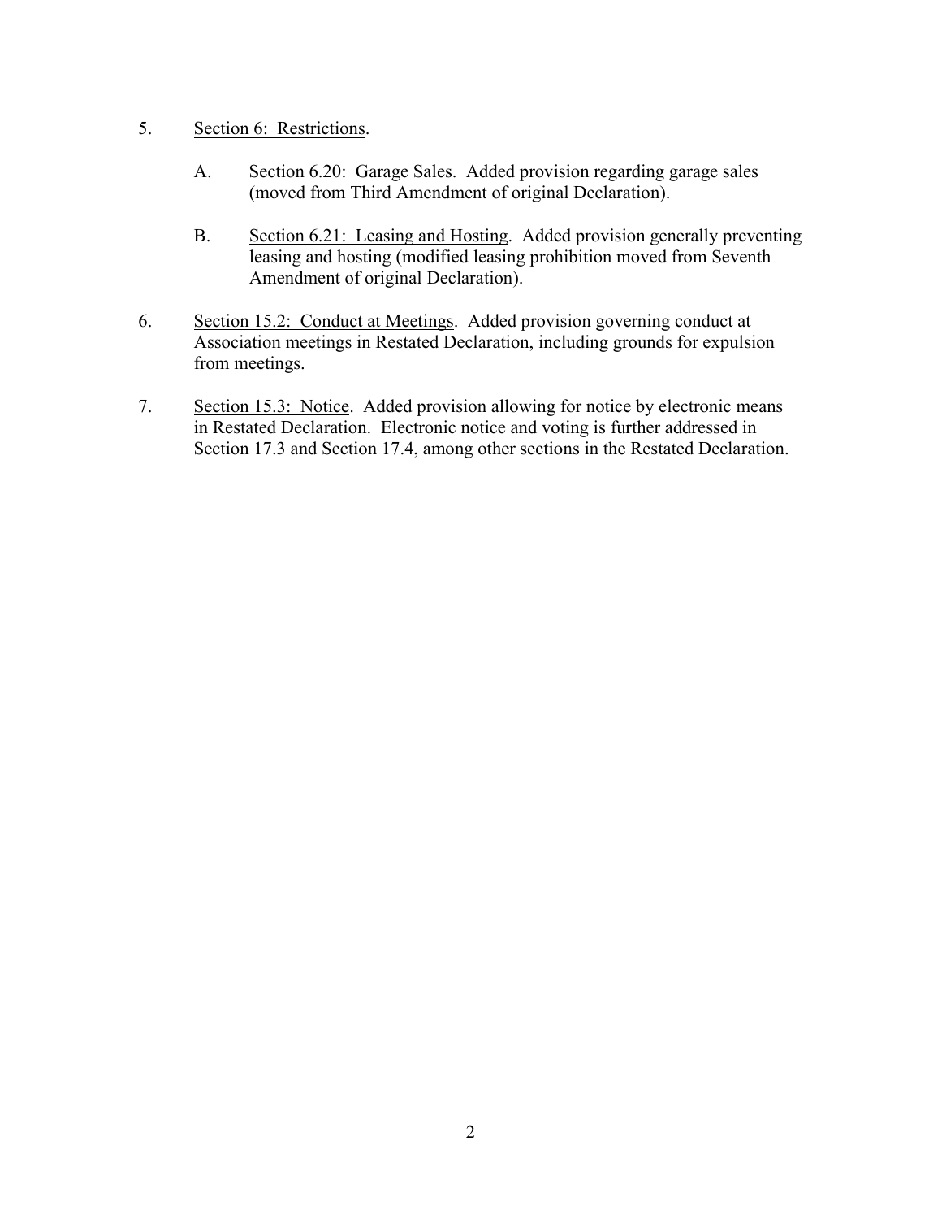5. Section 6: Restrictions.

   A. Section 6.20: Garage Sales. Added provision regarding garage sales (moved from Third Amendment of original Declaration).

   B. Section 6.21: Leasing and Hosting. Added provision generally preventing leasing and hosting (modified leasing prohibition moved from Seventh Amendment of original Declaration).

6. Section 15.2: Conduct at Meetings. Added provision governing conduct at Association meetings in Restated Declaration, including grounds for expulsion from meetings.

7. Section 15.3: Notice. Added provision allowing for notice by electronic means in Restated Declaration. Electronic notice and voting is further addressed in Section 17.3 and Section 17.4, among other sections in the Restated Declaration.